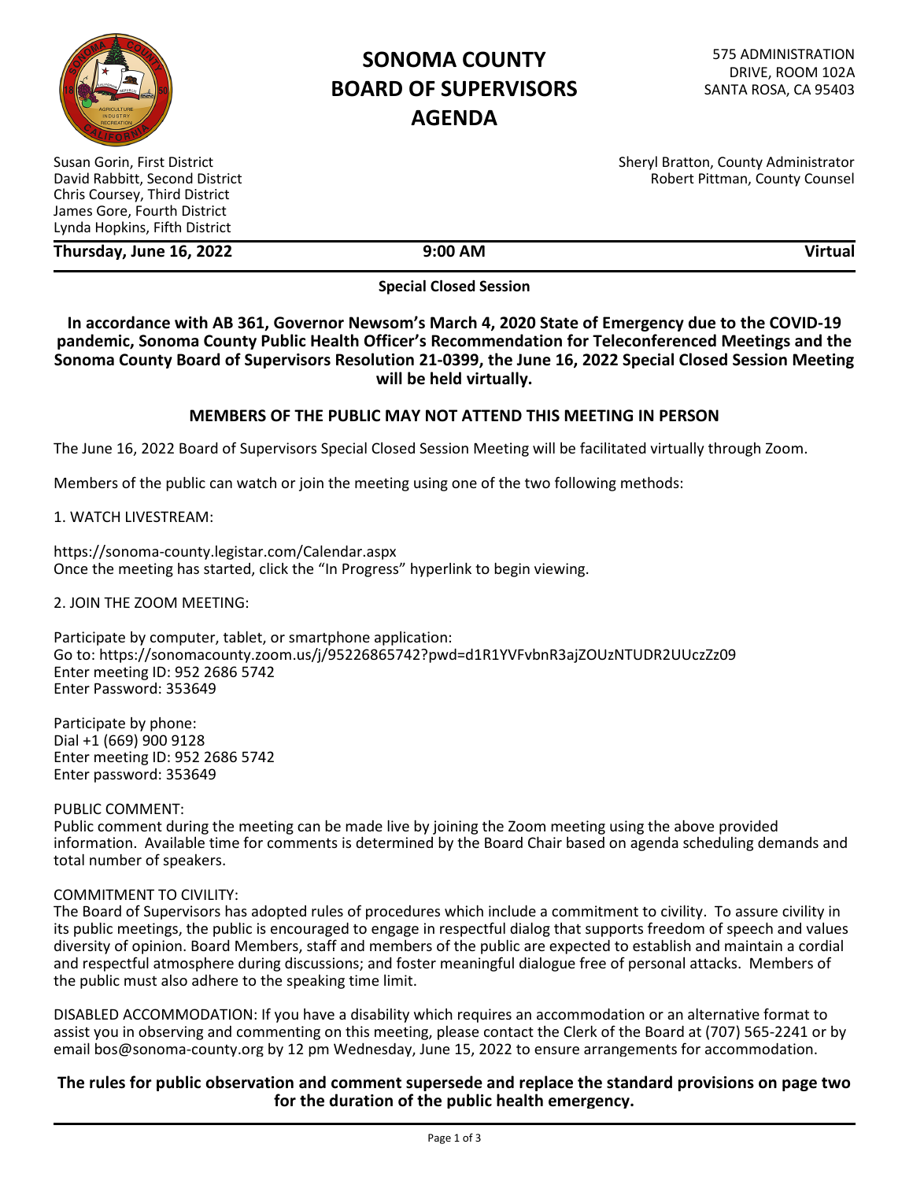# SONOMA COUNTY BOARD OF SUPERVISORS AGENDA

575 ADMINISTRATION DRIVE, ROOM 102A
SANTA ROSA, CA 95403

Susan Gorin, First District
David Rabbitt, Second District
Chris Coursey, Third District
James Gore, Fourth District
Lynda Hopkins, Fifth District

Sheryl Bratton, County Administrator
Robert Pittman, County Counsel

**Thursday, June 16, 2022** **9:00 AM** **Virtual**

**Special Closed Session**

**In accordance with AB 361, Governor Newsom's March 4, 2020 State of Emergency due to the COVID-19 pandemic, Sonoma County Public Health Officer's Recommendation for Teleconferenced Meetings and the Sonoma County Board of Supervisors Resolution 21-0399, the June 16, 2022 Special Closed Session Meeting will be held virtually.**

**MEMBERS OF THE PUBLIC MAY NOT ATTEND THIS MEETING IN PERSON**

The June 16, 2022 Board of Supervisors Special Closed Session Meeting will be facilitated virtually through Zoom.

Members of the public can watch or join the meeting using one of the two following methods:

1. WATCH LIVESTREAM:

https://sonoma-county.legistar.com/Calendar.aspx
Once the meeting has started, click the "In Progress" hyperlink to begin viewing.

2. JOIN THE ZOOM MEETING:

Participate by computer, tablet, or smartphone application:
Go to: https://sonomacounty.zoom.us/j/95226865742?pwd=d1R1YVFvbnR3ajZOUzNTUDR2UUczZz09
Enter meeting ID: 952 2686 5742
Enter Password: 353649

Participate by phone:
Dial +1 (669) 900 9128
Enter meeting ID: 952 2686 5742
Enter password: 353649

PUBLIC COMMENT:
Public comment during the meeting can be made live by joining the Zoom meeting using the above provided information. Available time for comments is determined by the Board Chair based on agenda scheduling demands and total number of speakers.

COMMITMENT TO CIVILITY:
The Board of Supervisors has adopted rules of procedures which include a commitment to civility. To assure civility in its public meetings, the public is encouraged to engage in respectful dialog that supports freedom of speech and values diversity of opinion. Board Members, staff and members of the public are expected to establish and maintain a cordial and respectful atmosphere during discussions; and foster meaningful dialogue free of personal attacks. Members of the public must also adhere to the speaking time limit.

DISABLED ACCOMMODATION: If you have a disability which requires an accommodation or an alternative format to assist you in observing and commenting on this meeting, please contact the Clerk of the Board at (707) 565-2241 or by email bos@sonoma-county.org by 12 pm Wednesday, June 15, 2022 to ensure arrangements for accommodation.

**The rules for public observation and comment supersede and replace the standard provisions on page two for the duration of the public health emergency.**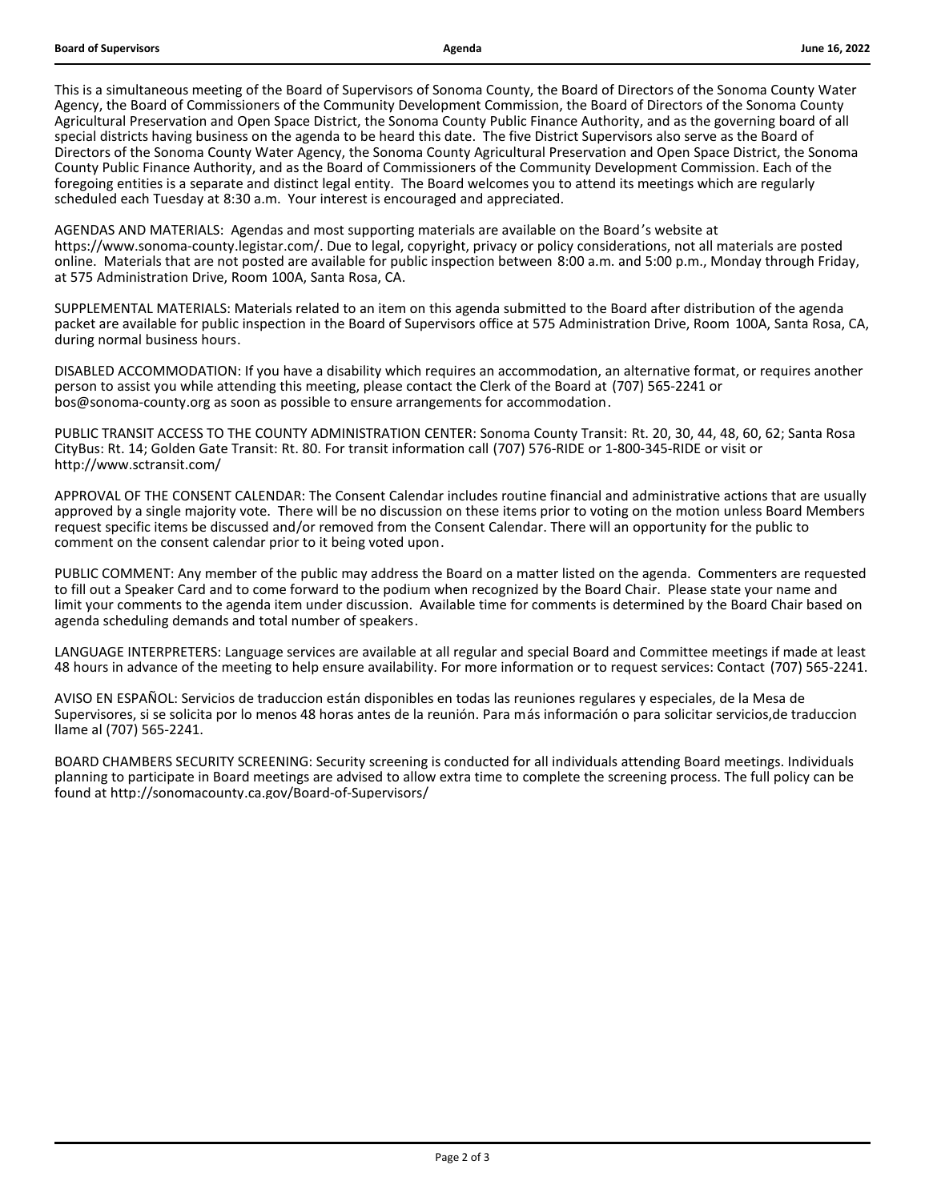This is a simultaneous meeting of the Board of Supervisors of Sonoma County, the Board of Directors of the Sonoma County Water Agency, the Board of Commissioners of the Community Development Commission, the Board of Directors of the Sonoma County Agricultural Preservation and Open Space District, the Sonoma County Public Finance Authority, and as the governing board of all special districts having business on the agenda to be heard this date. The five District Supervisors also serve as the Board of Directors of the Sonoma County Water Agency, the Sonoma County Agricultural Preservation and Open Space District, the Sonoma County Public Finance Authority, and as the Board of Commissioners of the Community Development Commission. Each of the foregoing entities is a separate and distinct legal entity. The Board welcomes you to attend its meetings which are regularly scheduled each Tuesday at 8:30 a.m. Your interest is encouraged and appreciated.

AGENDAS AND MATERIALS: Agendas and most supporting materials are available on the Board's website at https://www.sonoma-county.legistar.com/. Due to legal, copyright, privacy or policy considerations, not all materials are posted online. Materials that are not posted are available for public inspection between 8:00 a.m. and 5:00 p.m., Monday through Friday, at 575 Administration Drive, Room 100A, Santa Rosa, CA.

SUPPLEMENTAL MATERIALS: Materials related to an item on this agenda submitted to the Board after distribution of the agenda packet are available for public inspection in the Board of Supervisors office at 575 Administration Drive, Room 100A, Santa Rosa, CA, during normal business hours.

DISABLED ACCOMMODATION: If you have a disability which requires an accommodation, an alternative format, or requires another person to assist you while attending this meeting, please contact the Clerk of the Board at (707) 565-2241 or bos@sonoma-county.org as soon as possible to ensure arrangements for accommodation.

PUBLIC TRANSIT ACCESS TO THE COUNTY ADMINISTRATION CENTER: Sonoma County Transit: Rt. 20, 30, 44, 48, 60, 62; Santa Rosa CityBus: Rt. 14; Golden Gate Transit: Rt. 80. For transit information call (707) 576-RIDE or 1-800-345-RIDE or visit or http://www.sctransit.com/

APPROVAL OF THE CONSENT CALENDAR: The Consent Calendar includes routine financial and administrative actions that are usually approved by a single majority vote. There will be no discussion on these items prior to voting on the motion unless Board Members request specific items be discussed and/or removed from the Consent Calendar. There will an opportunity for the public to comment on the consent calendar prior to it being voted upon.

PUBLIC COMMENT: Any member of the public may address the Board on a matter listed on the agenda. Commenters are requested to fill out a Speaker Card and to come forward to the podium when recognized by the Board Chair. Please state your name and limit your comments to the agenda item under discussion. Available time for comments is determined by the Board Chair based on agenda scheduling demands and total number of speakers.

LANGUAGE INTERPRETERS: Language services are available at all regular and special Board and Committee meetings if made at least 48 hours in advance of the meeting to help ensure availability. For more information or to request services: Contact (707) 565-2241.

AVISO EN ESPAÑOL: Servicios de traduccion están disponibles en todas las reuniones regulares y especiales, de la Mesa de Supervisores, si se solicita por lo menos 48 horas antes de la reunión. Para más información o para solicitar servicios,de traduccion llame al (707) 565-2241.

BOARD CHAMBERS SECURITY SCREENING: Security screening is conducted for all individuals attending Board meetings. Individuals planning to participate in Board meetings are advised to allow extra time to complete the screening process. The full policy can be found at http://sonomacounty.ca.gov/Board-of-Supervisors/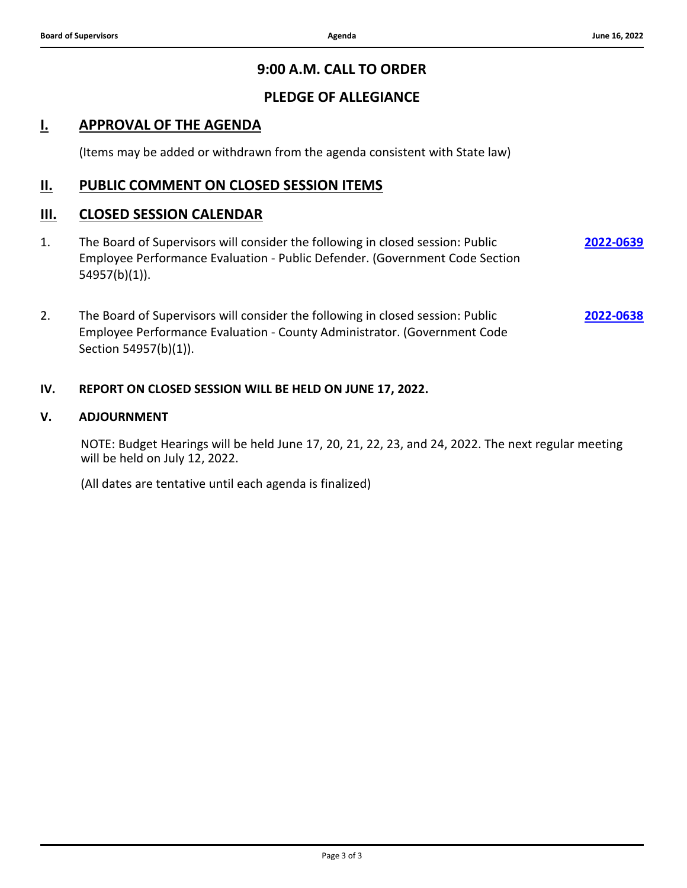## 9:00 A.M. CALL TO ORDER

## PLEDGE OF ALLEGIANCE

## I. APPROVAL OF THE AGENDA

(Items may be added or withdrawn from the agenda consistent with State law)

## II. PUBLIC COMMENT ON CLOSED SESSION ITEMS

## III. CLOSED SESSION CALENDAR

1. The Board of Supervisors will consider the following in closed session: Public Employee Performance Evaluation - Public Defender. (Government Code Section 54957(b)(1)). **2022-0639**

2. The Board of Supervisors will consider the following in closed session: Public Employee Performance Evaluation - County Administrator. (Government Code Section 54957(b)(1)). **2022-0638**

### IV. REPORT ON CLOSED SESSION WILL BE HELD ON JUNE 17, 2022.

### V. ADJOURNMENT

NOTE: Budget Hearings will be held June 17, 20, 21, 22, 23, and 24, 2022. The next regular meeting will be held on July 12, 2022.

(All dates are tentative until each agenda is finalized)